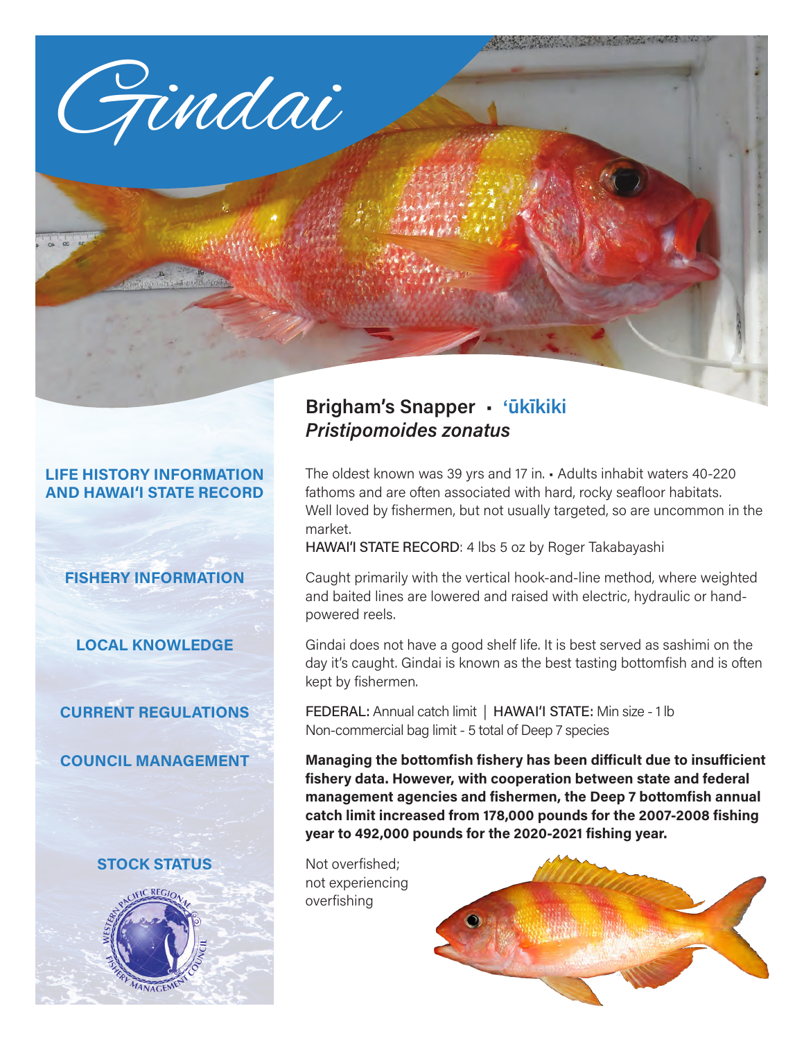# Gindai

## Brigham's Snapper ▪ ʻūkīkiki
### *Pristipomoides zonatus*

**LIFE HISTORY INFORMATION AND HAWAIʻI STATE RECORD**

The oldest known was 39 yrs and 17 in. ▪ Adults inhabit waters 40-220 fathoms and are often associated with hard, rocky seafloor habitats. Well loved by fishermen, but not usually targeted, so are uncommon in the market.

HAWAIʻI STATE RECORD: 4 lbs 5 oz by Roger Takabayashi

**FISHERY INFORMATION**

Caught primarily with the vertical hook-and-line method, where weighted and baited lines are lowered and raised with electric, hydraulic or hand-powered reels.

**LOCAL KNOWLEDGE**

Gindai does not have a good shelf life. It is best served as sashimi on the day it's caught. Gindai is known as the best tasting bottomfish and is often kept by fishermen.

**CURRENT REGULATIONS**

FEDERAL: Annual catch limit | HAWAIʻI STATE: Min size - 1 lb
Non-commercial bag limit - 5 total of Deep 7 species

**COUNCIL MANAGEMENT**

**Managing the bottomfish fishery has been difficult due to insufficient fishery data. However, with cooperation between state and federal management agencies and fishermen, the Deep 7 bottomfish annual catch limit increased from 178,000 pounds for the 2007-2008 fishing year to 492,000 pounds for the 2020-2021 fishing year.**

**STOCK STATUS**

Not overfished; not experiencing overfishing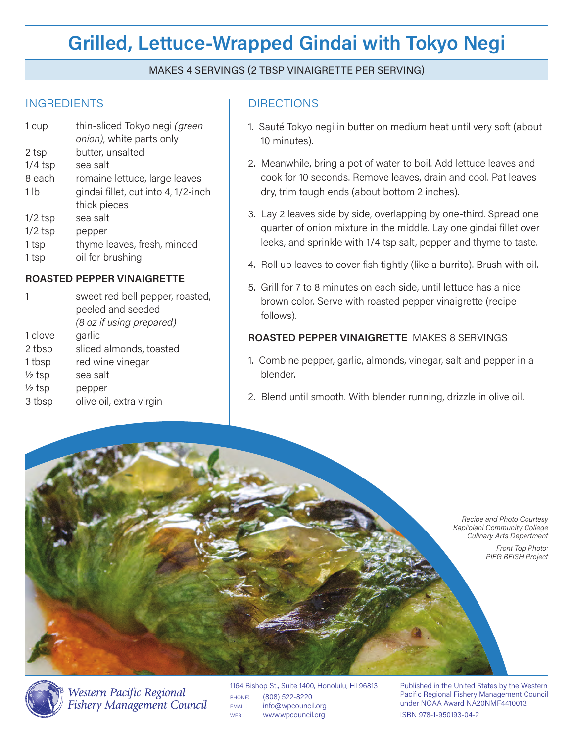# Grilled, Lettuce-Wrapped Gindai with Tokyo Negi

MAKES 4 SERVINGS (2 TBSP VINAIGRETTE PER SERVING)

## INGREDIENTS

| | |
|---|---|
| 1 cup | thin-sliced Tokyo negi *(green onion)*, white parts only |
| 2 tsp | butter, unsalted |
| 1/4 tsp | sea salt |
| 8 each | romaine lettuce, large leaves |
| 1 lb | gindai fillet, cut into 4, 1/2-inch thick pieces |
| 1/2 tsp | sea salt |
| 1/2 tsp | pepper |
| 1 tsp | thyme leaves, fresh, minced |
| 1 tsp | oil for brushing |

### ROASTED PEPPER VINAIGRETTE

| | |
|---|---|
| 1 | sweet red bell pepper, roasted, peeled and seeded *(8 oz if using prepared)* |
| 1 clove | garlic |
| 2 tbsp | sliced almonds, toasted |
| 1 tbsp | red wine vinegar |
| ½ tsp | sea salt |
| ½ tsp | pepper |
| 3 tbsp | olive oil, extra virgin |

## DIRECTIONS

1. Sauté Tokyo negi in butter on medium heat until very soft (about 10 minutes).
2. Meanwhile, bring a pot of water to boil. Add lettuce leaves and cook for 10 seconds. Remove leaves, drain and cool. Pat leaves dry, trim tough ends (about bottom 2 inches).
3. Lay 2 leaves side by side, overlapping by one-third. Spread one quarter of onion mixture in the middle. Lay one gindai fillet over leeks, and sprinkle with 1/4 tsp salt, pepper and thyme to taste.
4. Roll up leaves to cover fish tightly (like a burrito). Brush with oil.
5. Grill for 7 to 8 minutes on each side, until lettuce has a nice brown color. Serve with roasted pepper vinaigrette (recipe follows).

**ROASTED PEPPER VINAIGRETTE** MAKES 8 SERVINGS

1. Combine pepper, garlic, almonds, vinegar, salt and pepper in a blender.
2. Blend until smooth. With blender running, drizzle in olive oil.

*Recipe and Photo Courtesy Kapi'olani Community College Culinary Arts Department*

*Front Top Photo: PIFG BFISH Project*

Western Pacific Regional Fishery Management Council

1164 Bishop St., Suite 1400, Honolulu, HI 96813
PHONE: (808) 522-8220
EMAIL: info@wpcouncil.org
WEB: www.wpcouncil.org

Published in the United States by the Western Pacific Regional Fishery Management Council under NOAA Award NA20NMF4410013.

ISBN 978-1-950193-04-2